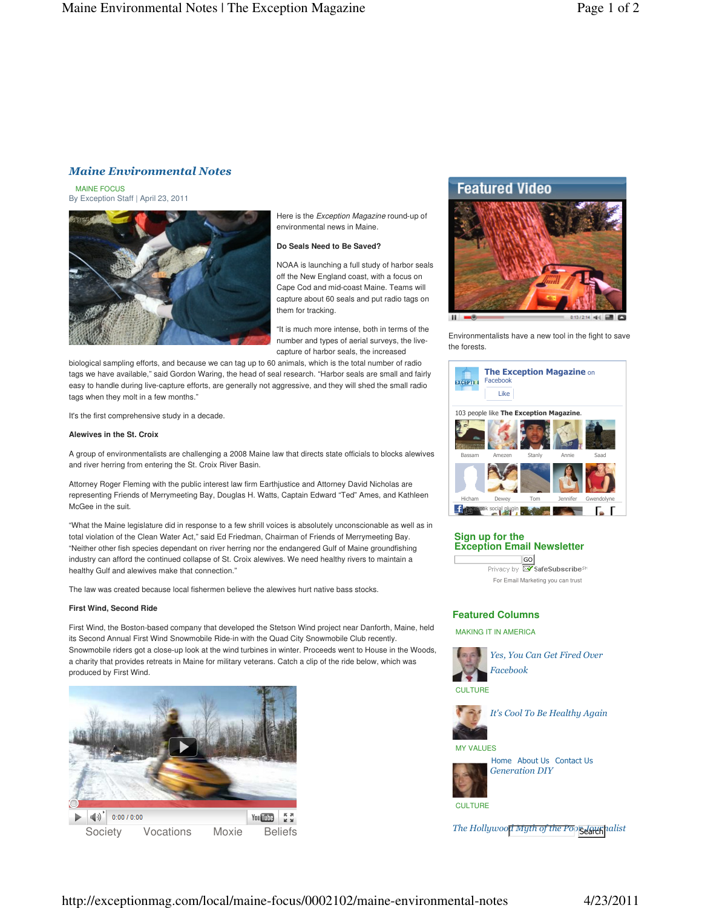# Maine Environmental Notes

MAINE FOCUS

By Exception Staff | April 23, 2011

Here is the *Exception Magazine* round-up of environmental news in Maine.

**Do Seals Need to Be Saved?**

NOAA is launching a full study of harbor seals off the New England coast, with a focus on Cape Cod and mid-coast Maine. Teams will capture about 60 seals and put radio tags on them for tracking.

"It is much more intense, both in terms of the number and types of aerial surveys, the live-capture of harbor seals, the increased biological sampling efforts, and because we can tag up to 60 animals, which is the total number of radio tags we have available," said Gordon Waring, the head of seal research. "Harbor seals are small and fairly easy to handle during live-capture efforts, are generally not aggressive, and they will shed the small radio tags when they molt in a few months."

It's the first comprehensive study in a decade.

**Alewives in the St. Croix**

A group of environmentalists are challenging a 2008 Maine law that directs state officials to blocks alewives and river herring from entering the St. Croix River Basin.

Attorney Roger Fleming with the public interest law firm Earthjustice and Attorney David Nicholas are representing Friends of Merrymeeting Bay, Douglas H. Watts, Captain Edward "Ted" Ames, and Kathleen McGee in the suit.

"What the Maine legislature did in response to a few shrill voices is absolutely unconscionable as well as in total violation of the Clean Water Act," said Ed Friedman, Chairman of Friends of Merrymeeting Bay. "Neither other fish species dependant on river herring nor the endangered Gulf of Maine groundfishing industry can afford the continued collapse of St. Croix alewives. We need healthy rivers to maintain a healthy Gulf and alewives make that connection."

The law was created because local fishermen believe the alewives hurt native bass stocks.

**First Wind, Second Ride**

First Wind, the Boston-based company that developed the Stetson Wind project near Danforth, Maine, held its Second Annual First Wind Snowmobile Ride-in with the Quad City Snowmobile Club recently. Snowmobile riders got a close-up look at the wind turbines in winter. Proceeds went to House in the Woods, a charity that provides retreats in Maine for military veterans. Catch a clip of the ride below, which was produced by First Wind.

0:00 / 0:00

Society Vocations Moxie Beliefs

## Featured Video

Environmentalists have a new tool in the fight to save the forests.

**The Exception Magazine** on Facebook

Like

103 people like **The Exception Magazine**.

Bassam Amezen Stanly Annie Saad

Hicham Dewey Tom Jennifer Gwendolyne

Facebook social plugin

## Sign up for the Exception Email Newsletter

GO

Privacy by SafeSubscribe℠

For Email Marketing you can trust

## Featured Columns

MAKING IT IN AMERICA

*Yes, You Can Get Fired Over Facebook*

CULTURE

*It's Cool To Be Healthy Again*

MY VALUES

Home About Us Contact Us

*Generation DIY*

CULTURE

*The Hollywood Myth of the Poor Journalist*

Search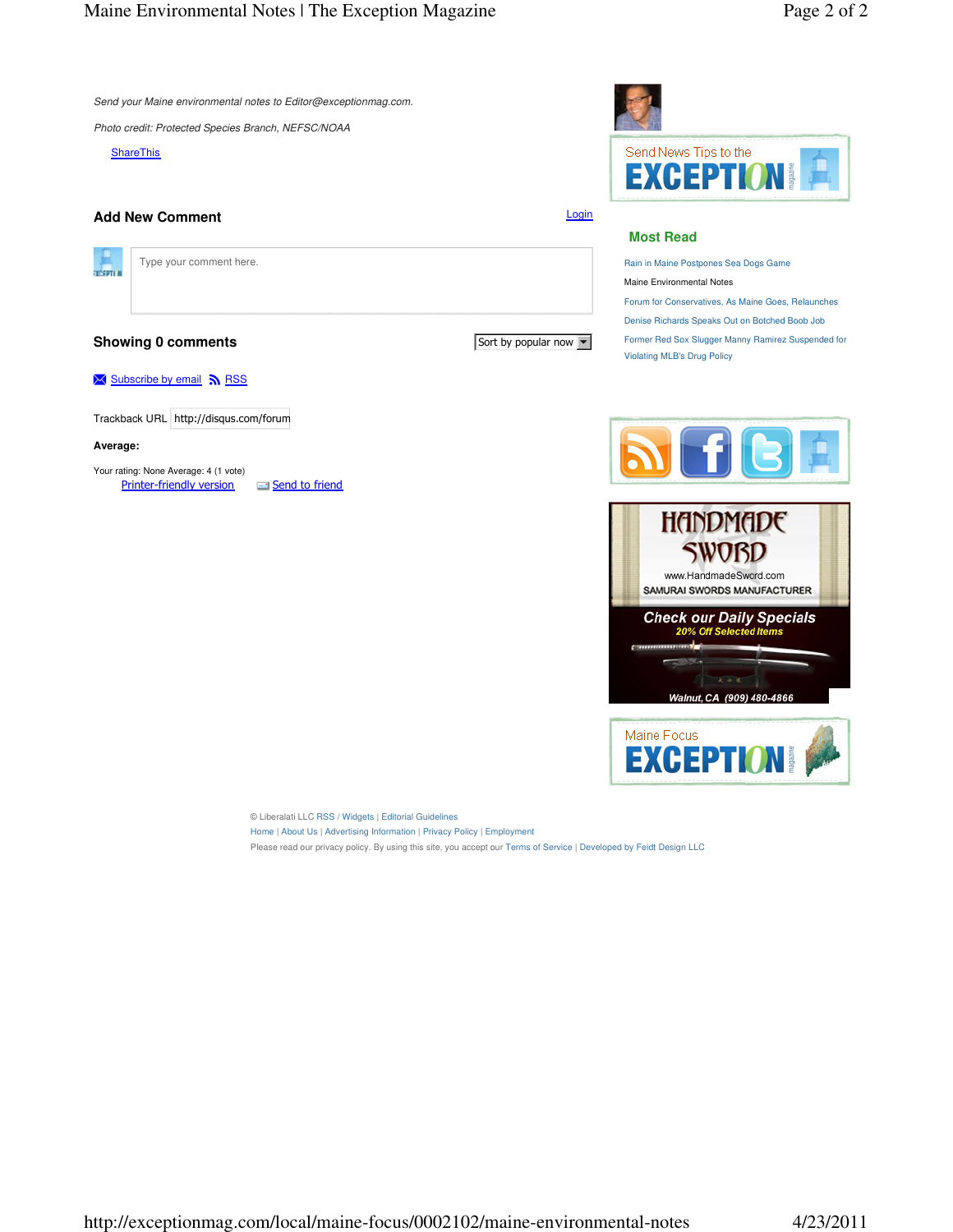*Send your Maine environmental notes to Editor@exceptionmag.com.*

*Photo credit: Protected Species Branch, NEFSC/NOAA*

ShareThis

## Add New Comment

Login

Type your comment here.

## Showing 0 comments

Sort by popular now

Subscribe by email RSS

Trackback URL http://disqus.com/forum

**Average:**

Your rating: None Average: 4 (1 vote)

Printer-friendly version Send to friend

Send News Tips to the EXCEPTION magazine

## Most Read

- Rain in Maine Postpones Sea Dogs Game
- Maine Environmental Notes
- Forum for Conservatives, As Maine Goes, Relaunches
- Denise Richards Speaks Out on Botched Boob Job
- Former Red Sox Slugger Manny Ramirez Suspended for Violating MLB's Drug Policy

HANDMADE SWORD
www.HandmadeSword.com
SAMURAI SWORDS MANUFACTURER
Check our Daily Specials
20% Off Selected Items
Walnut, CA (909) 480-4866

Maine Focus EXCEPTION magazine

© Liberalati LLC RSS / Widgets | Editorial Guidelines
Home | About Us | Advertising Information | Privacy Policy | Employment
Please read our privacy policy. By using this site, you accept our Terms of Service | Developed by Feidt Design LLC